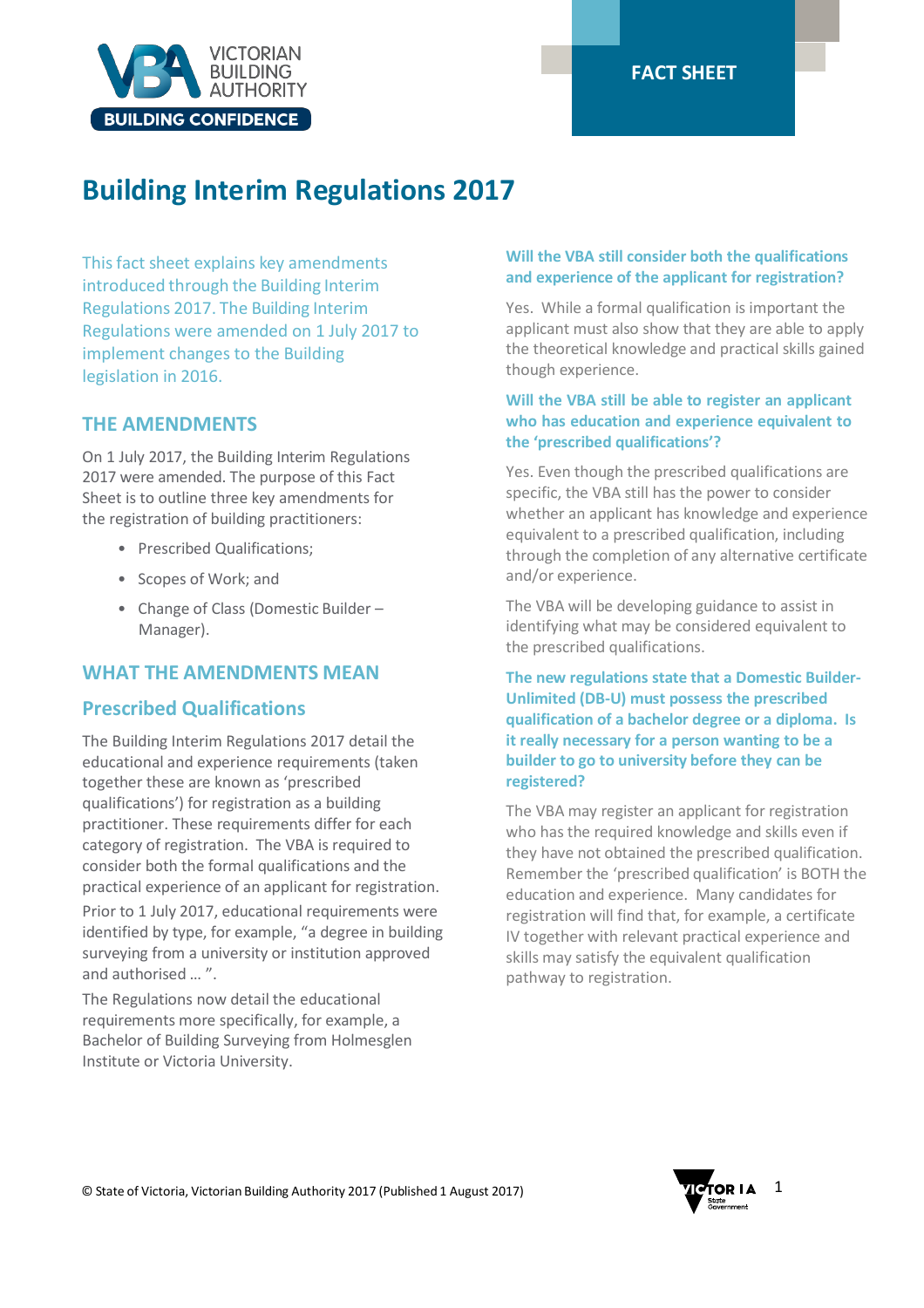FACT SHEET

# Building Interim Regulations 2017

This fact sheet explains key amendments introduced through the Building Interim Regulations 2017. The Building Interim Regulations were amended on 1 July 2017 to implement changes to the Building legislation in 2016.

## THE AMENDMENTS

On 1 July 2017, the Building Interim Regulations 2017 were amended. The purpose of this Fact Sheet is to outline three key amendments for the registration of building practitioners:

- Prescribed Qualifications;
- Scopes of Work; and
- Change of Class (Domestic Builder – Manager).

## WHAT THE AMENDMENTS MEAN

### Prescribed Qualifications

The Building Interim Regulations 2017 detail the educational and experience requirements (taken together these are known as 'prescribed qualifications') for registration as a building practitioner. These requirements differ for each category of registration. The VBA is required to consider both the formal qualifications and the practical experience of an applicant for registration.

Prior to 1 July 2017, educational requirements were identified by type, for example, "a degree in building surveying from a university or institution approved and authorised … ".

The Regulations now detail the educational requirements more specifically, for example, a Bachelor of Building Surveying from Holmesglen Institute or Victoria University.

#### Will the VBA still consider both the qualifications and experience of the applicant for registration?

Yes. While a formal qualification is important the applicant must also show that they are able to apply the theoretical knowledge and practical skills gained though experience.

#### Will the VBA still be able to register an applicant who has education and experience equivalent to the 'prescribed qualifications'?

Yes. Even though the prescribed qualifications are specific, the VBA still has the power to consider whether an applicant has knowledge and experience equivalent to a prescribed qualification, including through the completion of any alternative certificate and/or experience.

The VBA will be developing guidance to assist in identifying what may be considered equivalent to the prescribed qualifications.

#### The new regulations state that a Domestic Builder-Unlimited (DB-U) must possess the prescribed qualification of a bachelor degree or a diploma. Is it really necessary for a person wanting to be a builder to go to university before they can be registered?

The VBA may register an applicant for registration who has the required knowledge and skills even if they have not obtained the prescribed qualification. Remember the 'prescribed qualification' is BOTH the education and experience. Many candidates for registration will find that, for example, a certificate IV together with relevant practical experience and skills may satisfy the equivalent qualification pathway to registration.

© State of Victoria, Victorian Building Authority 2017 (Published 1 August 2017)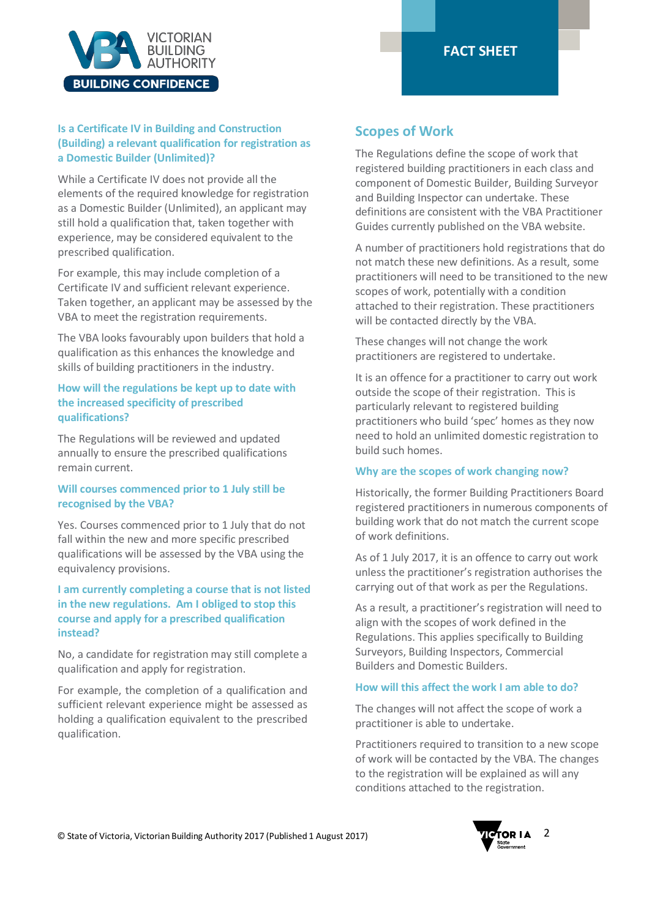### Is a Certificate IV in Building and Construction (Building) a relevant qualification for registration as a Domestic Builder (Unlimited)?

While a Certificate IV does not provide all the elements of the required knowledge for registration as a Domestic Builder (Unlimited), an applicant may still hold a qualification that, taken together with experience, may be considered equivalent to the prescribed qualification.

For example, this may include completion of a Certificate IV and sufficient relevant experience. Taken together, an applicant may be assessed by the VBA to meet the registration requirements.

The VBA looks favourably upon builders that hold a qualification as this enhances the knowledge and skills of building practitioners in the industry.

### How will the regulations be kept up to date with the increased specificity of prescribed qualifications?

The Regulations will be reviewed and updated annually to ensure the prescribed qualifications remain current.

### Will courses commenced prior to 1 July still be recognised by the VBA?

Yes. Courses commenced prior to 1 July that do not fall within the new and more specific prescribed qualifications will be assessed by the VBA using the equivalency provisions.

### I am currently completing a course that is not listed in the new regulations. Am I obliged to stop this course and apply for a prescribed qualification instead?

No, a candidate for registration may still complete a qualification and apply for registration.

For example, the completion of a qualification and sufficient relevant experience might be assessed as holding a qualification equivalent to the prescribed qualification.

## Scopes of Work

The Regulations define the scope of work that registered building practitioners in each class and component of Domestic Builder, Building Surveyor and Building Inspector can undertake. These definitions are consistent with the VBA Practitioner Guides currently published on the VBA website.

A number of practitioners hold registrations that do not match these new definitions. As a result, some practitioners will need to be transitioned to the new scopes of work, potentially with a condition attached to their registration. These practitioners will be contacted directly by the VBA.

These changes will not change the work practitioners are registered to undertake.

It is an offence for a practitioner to carry out work outside the scope of their registration. This is particularly relevant to registered building practitioners who build 'spec' homes as they now need to hold an unlimited domestic registration to build such homes.

### Why are the scopes of work changing now?

Historically, the former Building Practitioners Board registered practitioners in numerous components of building work that do not match the current scope of work definitions.

As of 1 July 2017, it is an offence to carry out work unless the practitioner's registration authorises the carrying out of that work as per the Regulations.

As a result, a practitioner's registration will need to align with the scopes of work defined in the Regulations. This applies specifically to Building Surveyors, Building Inspectors, Commercial Builders and Domestic Builders.

### How will this affect the work I am able to do?

The changes will not affect the scope of work a practitioner is able to undertake.

Practitioners required to transition to a new scope of work will be contacted by the VBA. The changes to the registration will be explained as will any conditions attached to the registration.

© State of Victoria, Victorian Building Authority 2017 (Published 1 August 2017)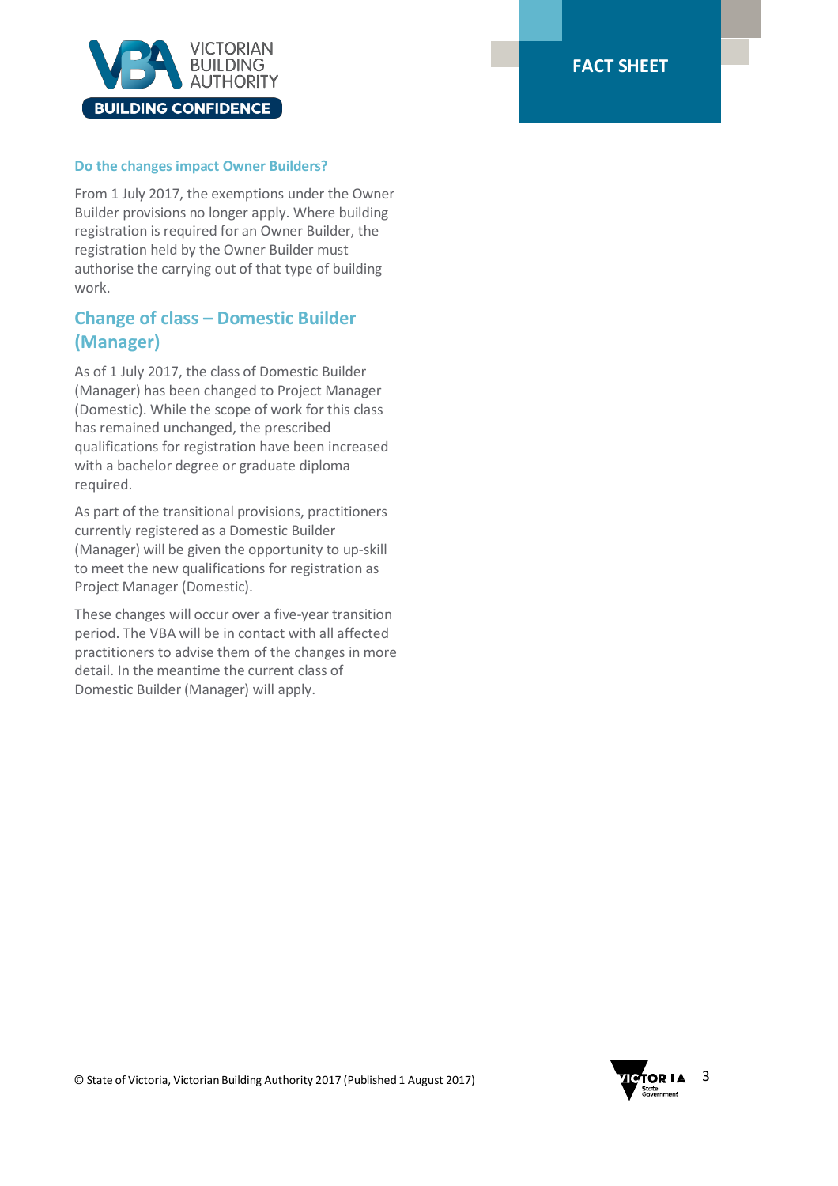### Do the changes impact Owner Builders?

From 1 July 2017, the exemptions under the Owner Builder provisions no longer apply. Where building registration is required for an Owner Builder, the registration held by the Owner Builder must authorise the carrying out of that type of building work.

## Change of class – Domestic Builder (Manager)

As of 1 July 2017, the class of Domestic Builder (Manager) has been changed to Project Manager (Domestic). While the scope of work for this class has remained unchanged, the prescribed qualifications for registration have been increased with a bachelor degree or graduate diploma required.

As part of the transitional provisions, practitioners currently registered as a Domestic Builder (Manager) will be given the opportunity to up-skill to meet the new qualifications for registration as Project Manager (Domestic).

These changes will occur over a five-year transition period. The VBA will be in contact with all affected practitioners to advise them of the changes in more detail. In the meantime the current class of Domestic Builder (Manager) will apply.

© State of Victoria, Victorian Building Authority 2017 (Published 1 August 2017)